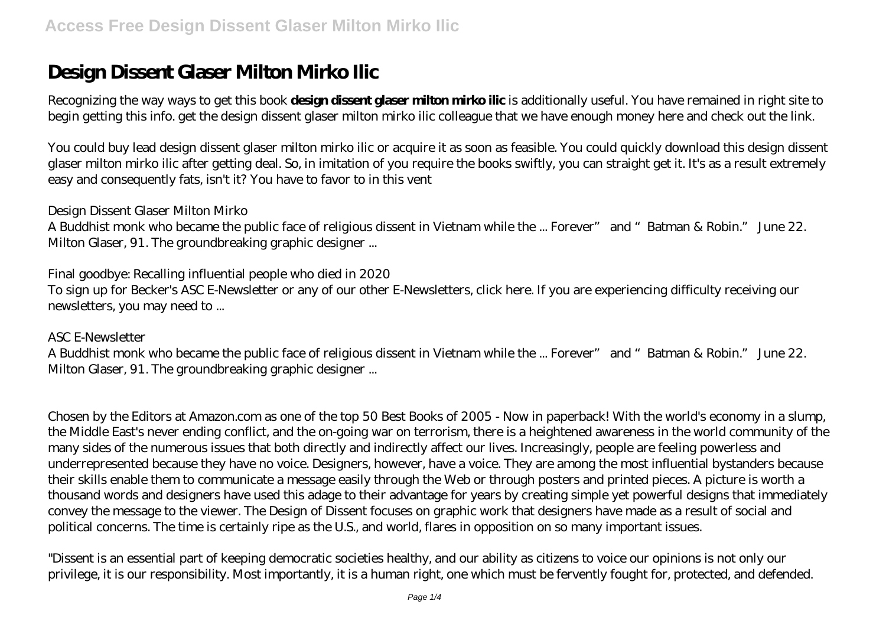# Design Dissent Glaser Milton Mirko Ilic

Recognizing the way ways to get this book **design dissent glaser milton mirko ilic** is additionally useful. You have remained in right site to begin getting this info. get the design dissent glaser milton mirko ilic colleague that we have enough money here and check out the link.

You could buy lead design dissent glaser milton mirko ilic or acquire it as soon as feasible. You could quickly download this design dissent glaser milton mirko ilic after getting deal. So, in imitation of you require the books swiftly, you can straight get it. It's as a result extremely easy and consequently fats, isn't it? You have to favor to in this vent

*Design Dissent Glaser Milton Mirko*

A Buddhist monk who became the public face of religious dissent in Vietnam while the ... Forever" and "Batman & Robin." June 22. Milton Glaser, 91. The groundbreaking graphic designer ...

*Final goodbye: Recalling influential people who died in 2020*

To sign up for Becker's ASC E-Newsletter or any of our other E-Newsletters, click here. If you are experiencing difficulty receiving our newsletters, you may need to ...

*ASC E-Newsletter*

A Buddhist monk who became the public face of religious dissent in Vietnam while the ... Forever" and "Batman & Robin." June 22. Milton Glaser, 91. The groundbreaking graphic designer ...

Chosen by the Editors at Amazon.com as one of the top 50 Best Books of 2005 - Now in paperback! With the world's economy in a slump, the Middle East's never ending conflict, and the on-going war on terrorism, there is a heightened awareness in the world community of the many sides of the numerous issues that both directly and indirectly affect our lives. Increasingly, people are feeling powerless and underrepresented because they have no voice. Designers, however, have a voice. They are among the most influential bystanders because their skills enable them to communicate a message easily through the Web or through posters and printed pieces. A picture is worth a thousand words and designers have used this adage to their advantage for years by creating simple yet powerful designs that immediately convey the message to the viewer. The Design of Dissent focuses on graphic work that designers have made as a result of social and political concerns. The time is certainly ripe as the U.S., and world, flares in opposition on so many important issues.

"Dissent is an essential part of keeping democratic societies healthy, and our ability as citizens to voice our opinions is not only our privilege, it is our responsibility. Most importantly, it is a human right, one which must be fervently fought for, protected, and defended.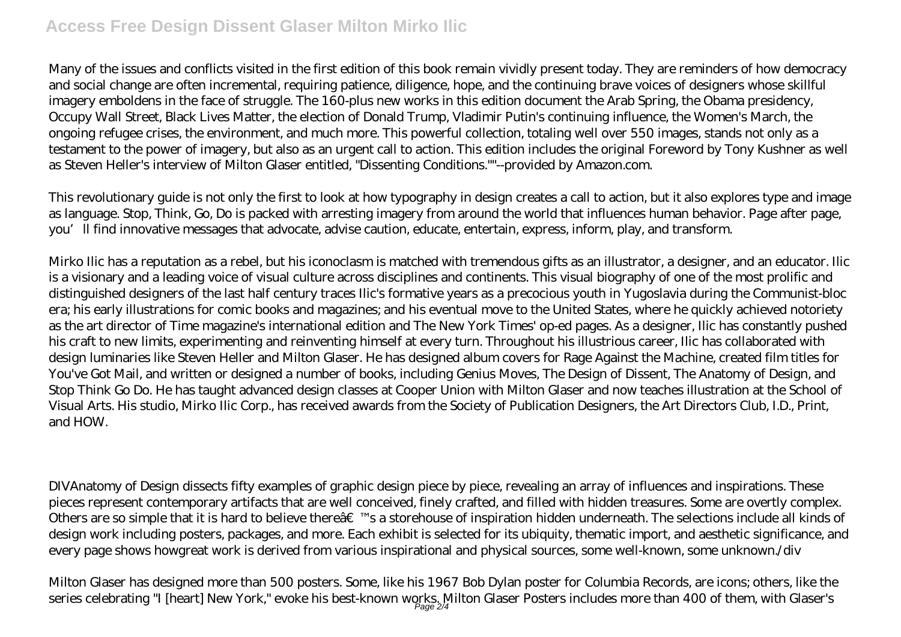Many of the issues and conflicts visited in the first edition of this book remain vividly present today. They are reminders of how democracy and social change are often incremental, requiring patience, diligence, hope, and the continuing brave voices of designers whose skillful imagery emboldens in the face of struggle. The 160-plus new works in this edition document the Arab Spring, the Obama presidency, Occupy Wall Street, Black Lives Matter, the election of Donald Trump, Vladimir Putin's continuing influence, the Women's March, the ongoing refugee crises, the environment, and much more. This powerful collection, totaling well over 550 images, stands not only as a testament to the power of imagery, but also as an urgent call to action. This edition includes the original Foreword by Tony Kushner as well as Steven Heller's interview of Milton Glaser entitled, "Dissenting Conditions.""--provided by Amazon.com.

This revolutionary guide is not only the first to look at how typography in design creates a call to action, but it also explores type and image as language. Stop, Think, Go, Do is packed with arresting imagery from around the world that influences human behavior. Page after page, you'll find innovative messages that advocate, advise caution, educate, entertain, express, inform, play, and transform.

Mirko Ilic has a reputation as a rebel, but his iconoclasm is matched with tremendous gifts as an illustrator, a designer, and an educator. Ilic is a visionary and a leading voice of visual culture across disciplines and continents. This visual biography of one of the most prolific and distinguished designers of the last half century traces Ilic's formative years as a precocious youth in Yugoslavia during the Communist-bloc era; his early illustrations for comic books and magazines; and his eventual move to the United States, where he quickly achieved notoriety as the art director of Time magazine's international edition and The New York Times' op-ed pages. As a designer, Ilic has constantly pushed his craft to new limits, experimenting and reinventing himself at every turn. Throughout his illustrious career, Ilic has collaborated with design luminaries like Steven Heller and Milton Glaser. He has designed album covers for Rage Against the Machine, created film titles for You've Got Mail, and written or designed a number of books, including Genius Moves, The Design of Dissent, The Anatomy of Design, and Stop Think Go Do. He has taught advanced design classes at Cooper Union with Milton Glaser and now teaches illustration at the School of Visual Arts. His studio, Mirko Ilic Corp., has received awards from the Society of Publication Designers, the Art Directors Club, I.D., Print, and HOW.

DIVAnatomy of Design dissects fifty examples of graphic design piece by piece, revealing an array of influences and inspirations. These pieces represent contemporary artifacts that are well conceived, finely crafted, and filled with hidden treasures. Some are overtly complex. Others are so simple that it is hard to believe thereâ€™s a storehouse of inspiration hidden underneath. The selections include all kinds of design work including posters, packages, and more. Each exhibit is selected for its ubiquity, thematic import, and aesthetic significance, and every page shows howgreat work is derived from various inspirational and physical sources, some well-known, some unknown./div

Milton Glaser has designed more than 500 posters. Some, like his 1967 Bob Dylan poster for Columbia Records, are icons; others, like the series celebrating "I [heart] New York," evoke his best-known works. Milton Glaser Posters includes more than 400 of them, with Glaser's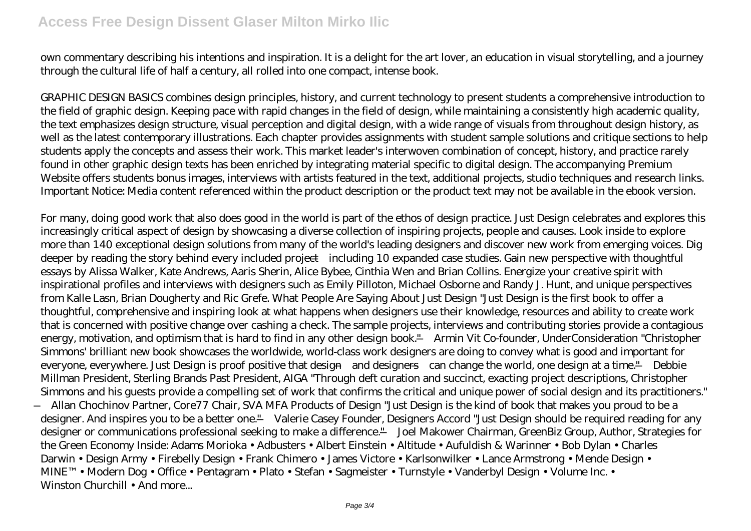own commentary describing his intentions and inspiration. It is a delight for the art lover, an education in visual storytelling, and a journey through the cultural life of half a century, all rolled into one compact, intense book.

GRAPHIC DESIGN BASICS combines design principles, history, and current technology to present students a comprehensive introduction to the field of graphic design. Keeping pace with rapid changes in the field of design, while maintaining a consistently high academic quality, the text emphasizes design structure, visual perception and digital design, with a wide range of visuals from throughout design history, as well as the latest contemporary illustrations. Each chapter provides assignments with student sample solutions and critique sections to help students apply the concepts and assess their work. This market leader's interwoven combination of concept, history, and practice rarely found in other graphic design texts has been enriched by integrating material specific to digital design. The accompanying Premium Website offers students bonus images, interviews with artists featured in the text, additional projects, studio techniques and research links. Important Notice: Media content referenced within the product description or the product text may not be available in the ebook version.

For many, doing good work that also does good in the world is part of the ethos of design practice. Just Design celebrates and explores this increasingly critical aspect of design by showcasing a diverse collection of inspiring projects, people and causes. Look inside to explore more than 140 exceptional design solutions from many of the world's leading designers and discover new work from emerging voices. Dig deeper by reading the story behind every included project—including 10 expanded case studies. Gain new perspective with thoughtful essays by Alissa Walker, Kate Andrews, Aaris Sherin, Alice Bybee, Cinthia Wen and Brian Collins. Energize your creative spirit with inspirational profiles and interviews with designers such as Emily Pilloton, Michael Osborne and Randy J. Hunt, and unique perspectives from Kalle Lasn, Brian Dougherty and Ric Grefe. What People Are Saying About Just Design "Just Design is the first book to offer a thoughtful, comprehensive and inspiring look at what happens when designers use their knowledge, resources and ability to create work that is concerned with positive change over cashing a check. The sample projects, interviews and contributing stories provide a contagious energy, motivation, and optimism that is hard to find in any other design book." —Armin Vit Co-founder, UnderConsideration "Christopher Simmons' brilliant new book showcases the worldwide, world-class work designers are doing to convey what is good and important for everyone, everywhere. Just Design is proof positive that design—and designers—can change the world, one design at a time." —Debbie Millman President, Sterling Brands Past President, AIGA "Through deft curation and succinct, exacting project descriptions, Christopher Simmons and his guests provide a compelling set of work that confirms the critical and unique power of social design and its practitioners." —Allan Chochinov Partner, Core77 Chair, SVA MFA Products of Design "Just Design is the kind of book that makes you proud to be a designer. And inspires you to be a better one." —Valerie Casey Founder, Designers Accord "Just Design should be required reading for any designer or communications professional seeking to make a difference." —Joel Makower Chairman, GreenBiz Group, Author, Strategies for the Green Economy Inside: Adams Morioka • Adbusters • Albert Einstein • Altitude • Aufuldish & Warinner • Bob Dylan • Charles Darwin • Design Army • Firebelly Design • Frank Chimero • James Victore • Karlsonwilker • Lance Armstrong • Mende Design • MINE™ • Modern Dog • Office • Pentagram • Plato • Stefan • Sagmeister • Turnstyle • Vanderbyl Design • Volume Inc. • Winston Churchill • And more...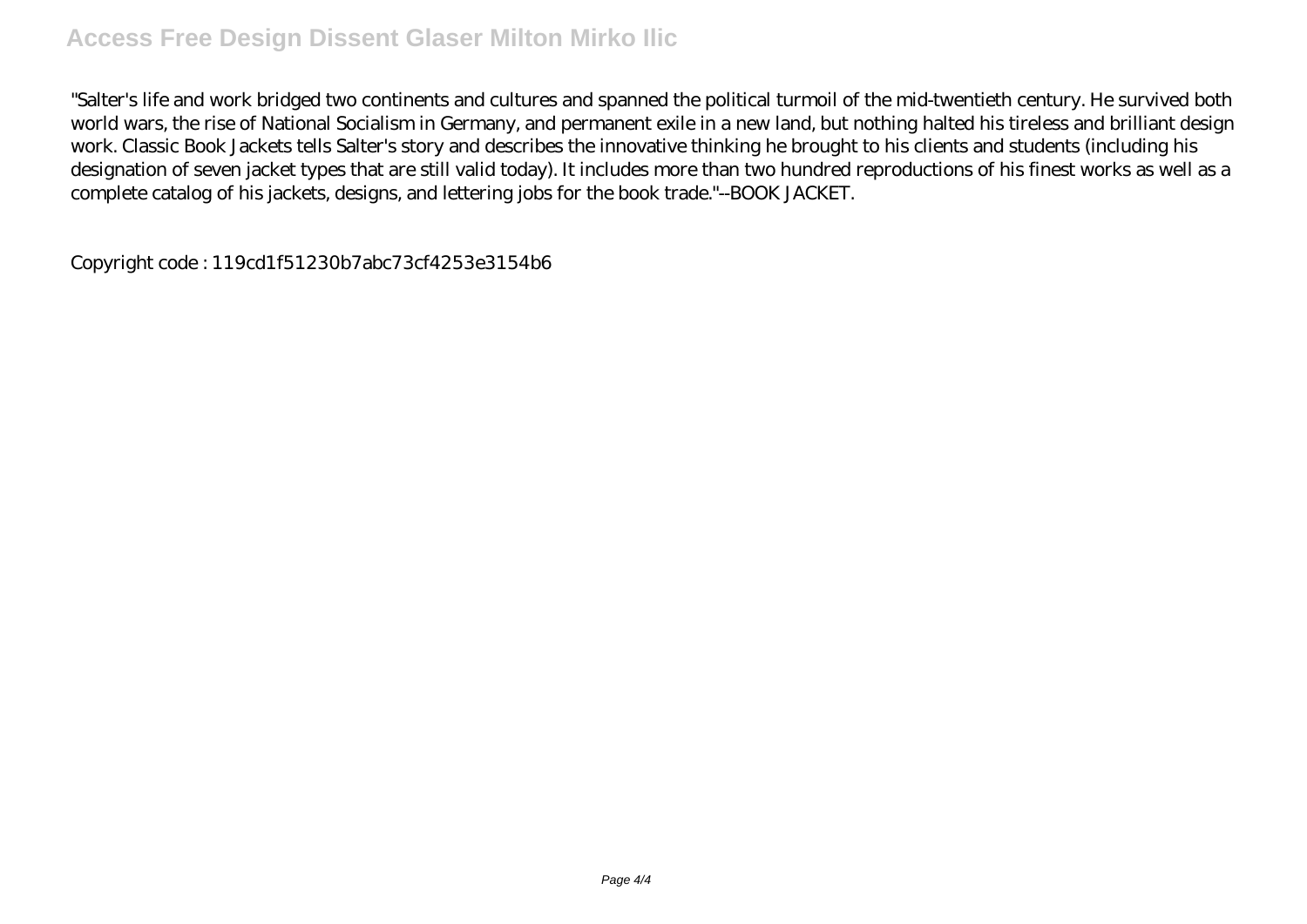"Salter's life and work bridged two continents and cultures and spanned the political turmoil of the mid-twentieth century. He survived both world wars, the rise of National Socialism in Germany, and permanent exile in a new land, but nothing halted his tireless and brilliant design work. Classic Book Jackets tells Salter's story and describes the innovative thinking he brought to his clients and students (including his designation of seven jacket types that are still valid today). It includes more than two hundred reproductions of his finest works as well as a complete catalog of his jackets, designs, and lettering jobs for the book trade."--BOOK JACKET.

Copyright code : 119cd1f51230b7abc73cf4253e3154b6